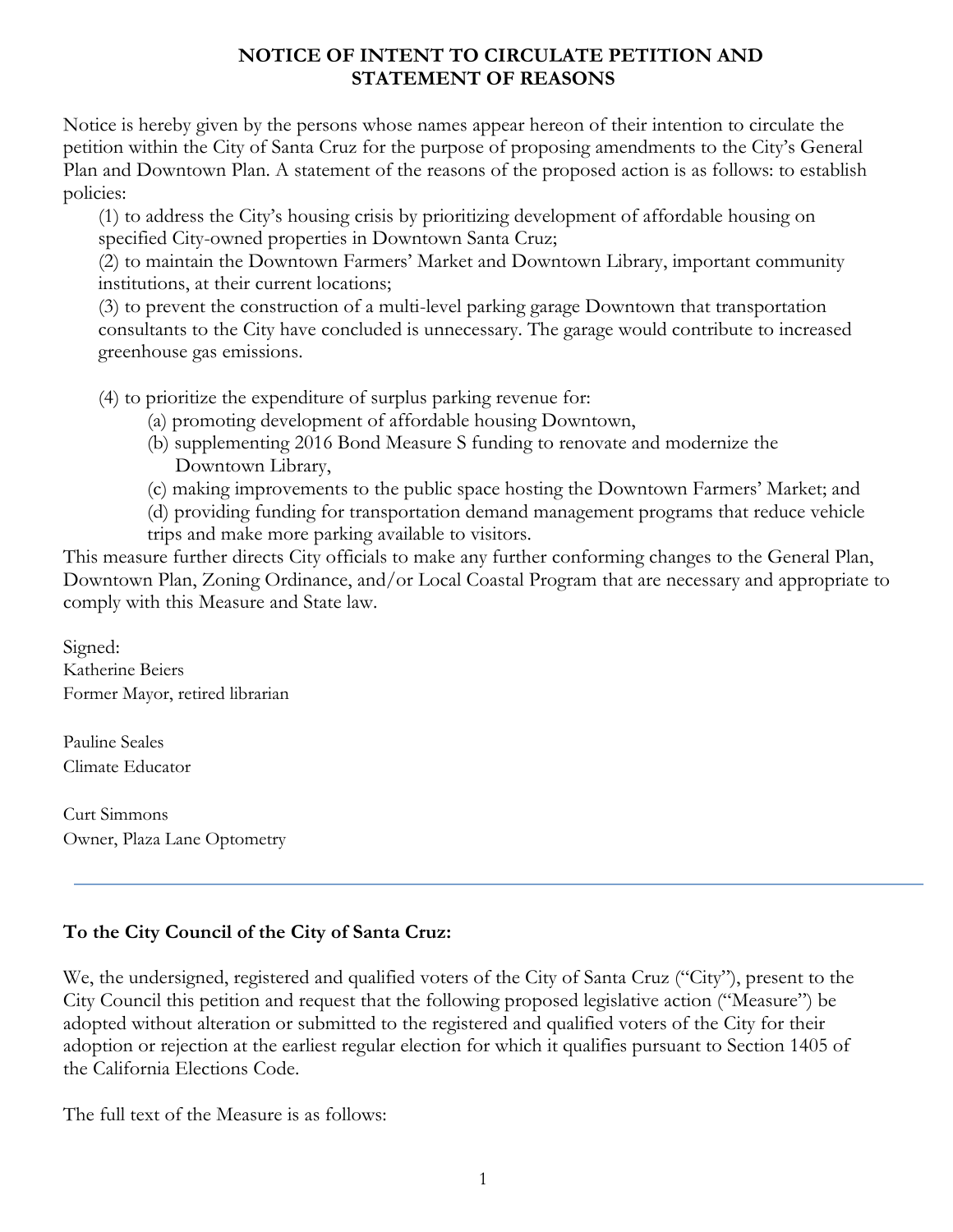# NOTICE OF INTENT TO CIRCULATE PETITION AND STATEMENT OF REASONS

Notice is hereby given by the persons whose names appear hereon of their intention to circulate the petition within the City of Santa Cruz for the purpose of proposing amendments to the City's General Plan and Downtown Plan. A statement of the reasons of the proposed action is as follows: to establish policies:

(1) to address the City's housing crisis by prioritizing development of affordable housing on specified City-owned properties in Downtown Santa Cruz;

(2) to maintain the Downtown Farmers' Market and Downtown Library, important community institutions, at their current locations;

(3) to prevent the construction of a multi-level parking garage Downtown that transportation consultants to the City have concluded is unnecessary. The garage would contribute to increased greenhouse gas emissions.

(4) to prioritize the expenditure of surplus parking revenue for:

- (a) promoting development of affordable housing Downtown,
- (b) supplementing 2016 Bond Measure S funding to renovate and modernize the Downtown Library,
- (c) making improvements to the public space hosting the Downtown Farmers' Market; and
- (d) providing funding for transportation demand management programs that reduce vehicle trips and make more parking available to visitors.

This measure further directs City officials to make any further conforming changes to the General Plan, Downtown Plan, Zoning Ordinance, and/or Local Coastal Program that are necessary and appropriate to comply with this Measure and State law.

Signed:

Katherine Beiers
Former Mayor, retired librarian

Pauline Seales
Climate Educator

Curt Simmons
Owner, Plaza Lane Optometry

---

**To the City Council of the City of Santa Cruz:**

We, the undersigned, registered and qualified voters of the City of Santa Cruz ("City"), present to the City Council this petition and request that the following proposed legislative action ("Measure") be adopted without alteration or submitted to the registered and qualified voters of the City for their adoption or rejection at the earliest regular election for which it qualifies pursuant to Section 1405 of the California Elections Code.

The full text of the Measure is as follows: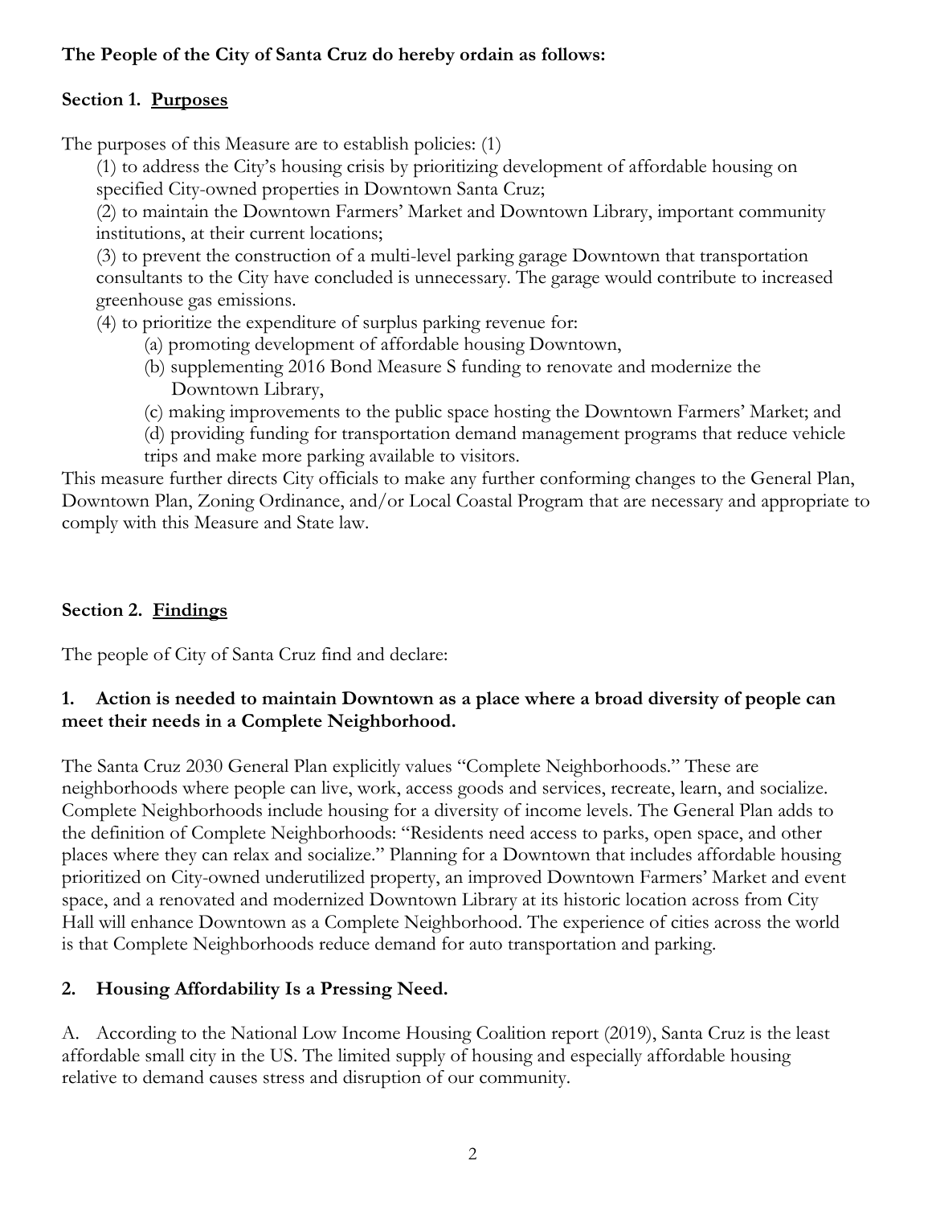**The People of the City of Santa Cruz do hereby ordain as follows:**

## Section 1. Purposes

The purposes of this Measure are to establish policies: (1)

(1) to address the City's housing crisis by prioritizing development of affordable housing on specified City-owned properties in Downtown Santa Cruz;

(2) to maintain the Downtown Farmers' Market and Downtown Library, important community institutions, at their current locations;

(3) to prevent the construction of a multi-level parking garage Downtown that transportation consultants to the City have concluded is unnecessary. The garage would contribute to increased greenhouse gas emissions.

(4) to prioritize the expenditure of surplus parking revenue for:

- (a) promoting development of affordable housing Downtown,
- (b) supplementing 2016 Bond Measure S funding to renovate and modernize the Downtown Library,
- (c) making improvements to the public space hosting the Downtown Farmers' Market; and
- (d) providing funding for transportation demand management programs that reduce vehicle trips and make more parking available to visitors.

This measure further directs City officials to make any further conforming changes to the General Plan, Downtown Plan, Zoning Ordinance, and/or Local Coastal Program that are necessary and appropriate to comply with this Measure and State law.

## Section 2. Findings

The people of City of Santa Cruz find and declare:

### 1. Action is needed to maintain Downtown as a place where a broad diversity of people can meet their needs in a Complete Neighborhood.

The Santa Cruz 2030 General Plan explicitly values "Complete Neighborhoods." These are neighborhoods where people can live, work, access goods and services, recreate, learn, and socialize. Complete Neighborhoods include housing for a diversity of income levels. The General Plan adds to the definition of Complete Neighborhoods: "Residents need access to parks, open space, and other places where they can relax and socialize." Planning for a Downtown that includes affordable housing prioritized on City-owned underutilized property, an improved Downtown Farmers' Market and event space, and a renovated and modernized Downtown Library at its historic location across from City Hall will enhance Downtown as a Complete Neighborhood. The experience of cities across the world is that Complete Neighborhoods reduce demand for auto transportation and parking.

### 2. Housing Affordability Is a Pressing Need.

A. According to the National Low Income Housing Coalition report (2019), Santa Cruz is the least affordable small city in the US. The limited supply of housing and especially affordable housing relative to demand causes stress and disruption of our community.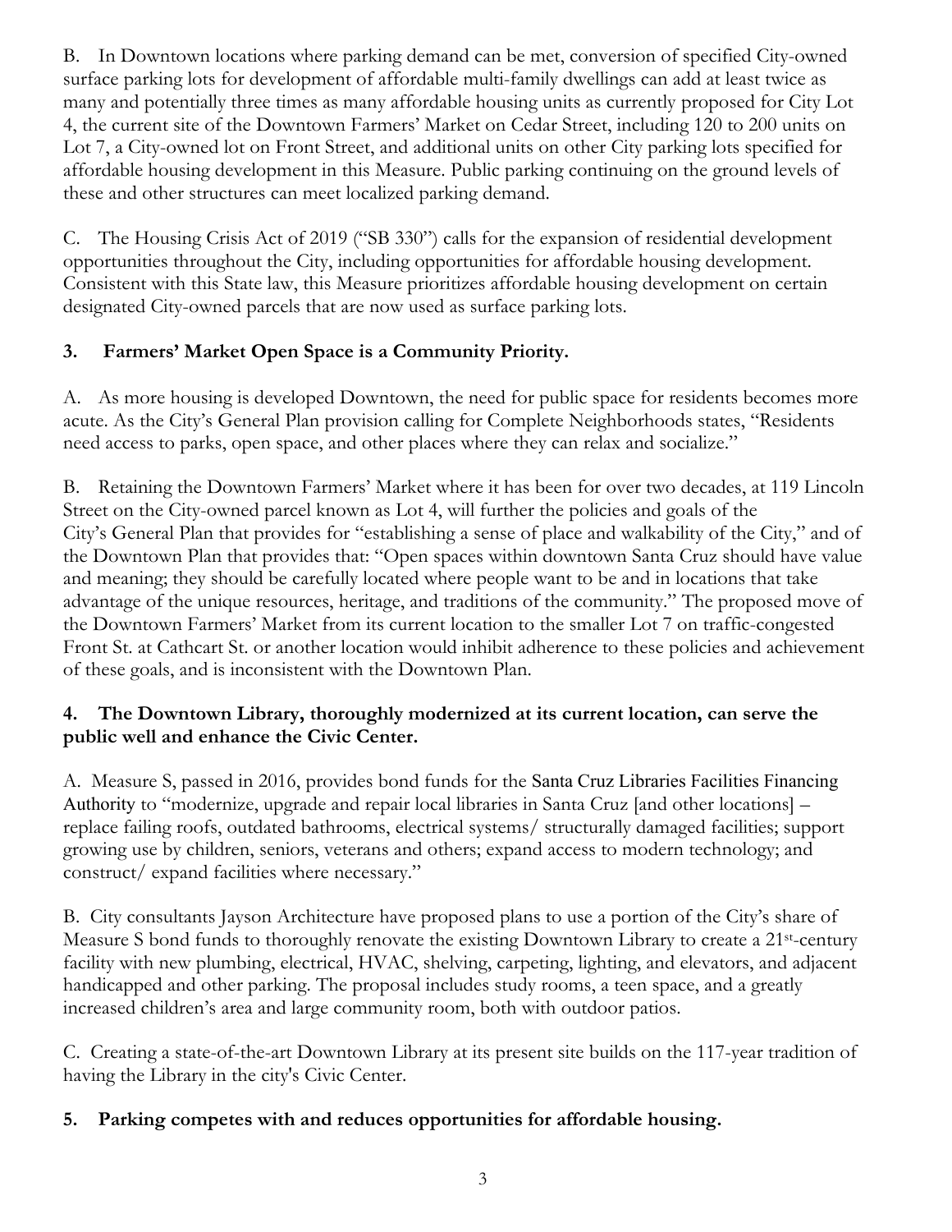B. In Downtown locations where parking demand can be met, conversion of specified City-owned surface parking lots for development of affordable multi-family dwellings can add at least twice as many and potentially three times as many affordable housing units as currently proposed for City Lot 4, the current site of the Downtown Farmers' Market on Cedar Street, including 120 to 200 units on Lot 7, a City-owned lot on Front Street, and additional units on other City parking lots specified for affordable housing development in this Measure. Public parking continuing on the ground levels of these and other structures can meet localized parking demand.

C. The Housing Crisis Act of 2019 ("SB 330") calls for the expansion of residential development opportunities throughout the City, including opportunities for affordable housing development. Consistent with this State law, this Measure prioritizes affordable housing development on certain designated City-owned parcels that are now used as surface parking lots.

**3. Farmers' Market Open Space is a Community Priority.**

A. As more housing is developed Downtown, the need for public space for residents becomes more acute. As the City's General Plan provision calling for Complete Neighborhoods states, "Residents need access to parks, open space, and other places where they can relax and socialize."

B. Retaining the Downtown Farmers' Market where it has been for over two decades, at 119 Lincoln Street on the City-owned parcel known as Lot 4, will further the policies and goals of the City's General Plan that provides for "establishing a sense of place and walkability of the City," and of the Downtown Plan that provides that: "Open spaces within downtown Santa Cruz should have value and meaning; they should be carefully located where people want to be and in locations that take advantage of the unique resources, heritage, and traditions of the community." The proposed move of the Downtown Farmers' Market from its current location to the smaller Lot 7 on traffic-congested Front St. at Cathcart St. or another location would inhibit adherence to these policies and achievement of these goals, and is inconsistent with the Downtown Plan.

**4. The Downtown Library, thoroughly modernized at its current location, can serve the public well and enhance the Civic Center.**

A. Measure S, passed in 2016, provides bond funds for the Santa Cruz Libraries Facilities Financing Authority to "modernize, upgrade and repair local libraries in Santa Cruz [and other locations] – replace failing roofs, outdated bathrooms, electrical systems/ structurally damaged facilities; support growing use by children, seniors, veterans and others; expand access to modern technology; and construct/ expand facilities where necessary."

B. City consultants Jayson Architecture have proposed plans to use a portion of the City's share of Measure S bond funds to thoroughly renovate the existing Downtown Library to create a 21st-century facility with new plumbing, electrical, HVAC, shelving, carpeting, lighting, and elevators, and adjacent handicapped and other parking. The proposal includes study rooms, a teen space, and a greatly increased children's area and large community room, both with outdoor patios.

C. Creating a state-of-the-art Downtown Library at its present site builds on the 117-year tradition of having the Library in the city's Civic Center.

**5. Parking competes with and reduces opportunities for affordable housing.**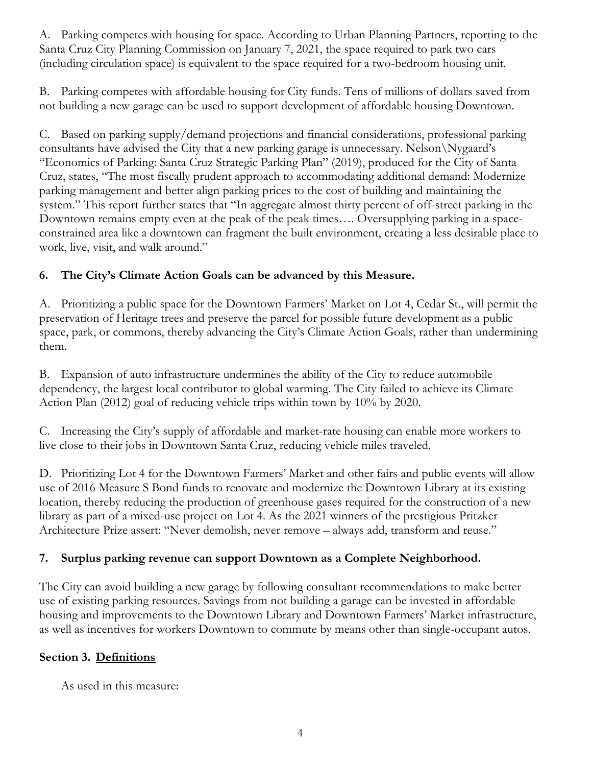A. Parking competes with housing for space. According to Urban Planning Partners, reporting to the Santa Cruz City Planning Commission on January 7, 2021, the space required to park two cars (including circulation space) is equivalent to the space required for a two-bedroom housing unit.

B. Parking competes with affordable housing for City funds. Tens of millions of dollars saved from not building a new garage can be used to support development of affordable housing Downtown.

C. Based on parking supply/demand projections and financial considerations, professional parking consultants have advised the City that a new parking garage is unnecessary. Nelson\Nygaard's "Economics of Parking: Santa Cruz Strategic Parking Plan" (2019), produced for the City of Santa Cruz, states, "The most fiscally prudent approach to accommodating additional demand: Modernize parking management and better align parking prices to the cost of building and maintaining the system." This report further states that "In aggregate almost thirty percent of off-street parking in the Downtown remains empty even at the peak of the peak times…. Oversupplying parking in a space-constrained area like a downtown can fragment the built environment, creating a less desirable place to work, live, visit, and walk around."

### 6. The City's Climate Action Goals can be advanced by this Measure.

A. Prioritizing a public space for the Downtown Farmers' Market on Lot 4, Cedar St., will permit the preservation of Heritage trees and preserve the parcel for possible future development as a public space, park, or commons, thereby advancing the City's Climate Action Goals, rather than undermining them.

B. Expansion of auto infrastructure undermines the ability of the City to reduce automobile dependency, the largest local contributor to global warming. The City failed to achieve its Climate Action Plan (2012) goal of reducing vehicle trips within town by 10% by 2020.

C. Increasing the City's supply of affordable and market-rate housing can enable more workers to live close to their jobs in Downtown Santa Cruz, reducing vehicle miles traveled.

D. Prioritizing Lot 4 for the Downtown Farmers' Market and other fairs and public events will allow use of 2016 Measure S Bond funds to renovate and modernize the Downtown Library at its existing location, thereby reducing the production of greenhouse gases required for the construction of a new library as part of a mixed-use project on Lot 4. As the 2021 winners of the prestigious Pritzker Architecture Prize assert: "Never demolish, never remove – always add, transform and reuse."

### 7. Surplus parking revenue can support Downtown as a Complete Neighborhood.

The City can avoid building a new garage by following consultant recommendations to make better use of existing parking resources. Savings from not building a garage can be invested in affordable housing and improvements to the Downtown Library and Downtown Farmers' Market infrastructure, as well as incentives for workers Downtown to commute by means other than single-occupant autos.

## Section 3. <u>Definitions</u>

As used in this measure: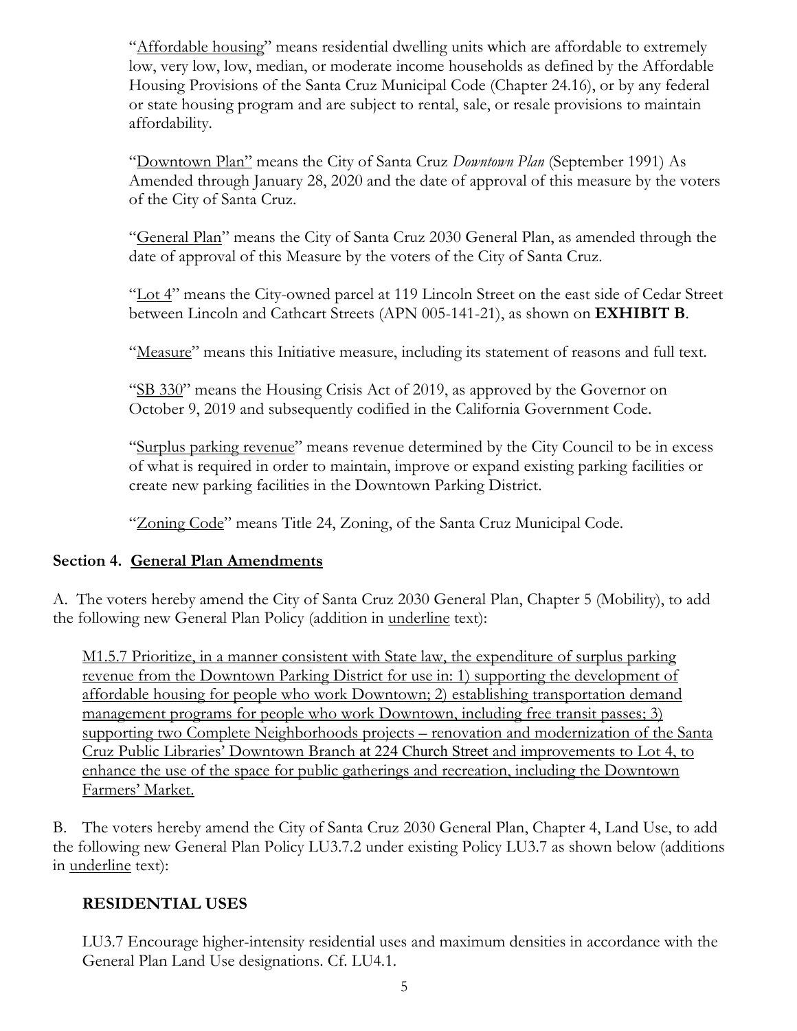"Affordable housing" means residential dwelling units which are affordable to extremely low, very low, low, median, or moderate income households as defined by the Affordable Housing Provisions of the Santa Cruz Municipal Code (Chapter 24.16), or by any federal or state housing program and are subject to rental, sale, or resale provisions to maintain affordability.

"Downtown Plan" means the City of Santa Cruz *Downtown Plan* (September 1991) As Amended through January 28, 2020 and the date of approval of this measure by the voters of the City of Santa Cruz.

"General Plan" means the City of Santa Cruz 2030 General Plan, as amended through the date of approval of this Measure by the voters of the City of Santa Cruz.

"Lot 4" means the City-owned parcel at 119 Lincoln Street on the east side of Cedar Street between Lincoln and Cathcart Streets (APN 005-141-21), as shown on **EXHIBIT B**.

"Measure" means this Initiative measure, including its statement of reasons and full text.

"SB 330" means the Housing Crisis Act of 2019, as approved by the Governor on October 9, 2019 and subsequently codified in the California Government Code.

"Surplus parking revenue" means revenue determined by the City Council to be in excess of what is required in order to maintain, improve or expand existing parking facilities or create new parking facilities in the Downtown Parking District.

"Zoning Code" means Title 24, Zoning, of the Santa Cruz Municipal Code.

### Section 4. General Plan Amendments

A. The voters hereby amend the City of Santa Cruz 2030 General Plan, Chapter 5 (Mobility), to add the following new General Plan Policy (addition in underline text):

M1.5.7 Prioritize, in a manner consistent with State law, the expenditure of surplus parking revenue from the Downtown Parking District for use in: 1) supporting the development of affordable housing for people who work Downtown; 2) establishing transportation demand management programs for people who work Downtown, including free transit passes; 3) supporting two Complete Neighborhoods projects – renovation and modernization of the Santa Cruz Public Libraries' Downtown Branch at 224 Church Street and improvements to Lot 4, to enhance the use of the space for public gatherings and recreation, including the Downtown Farmers' Market.

B. The voters hereby amend the City of Santa Cruz 2030 General Plan, Chapter 4, Land Use, to add the following new General Plan Policy LU3.7.2 under existing Policy LU3.7 as shown below (additions in underline text):

**RESIDENTIAL USES**

LU3.7 Encourage higher-intensity residential uses and maximum densities in accordance with the General Plan Land Use designations. Cf. LU4.1.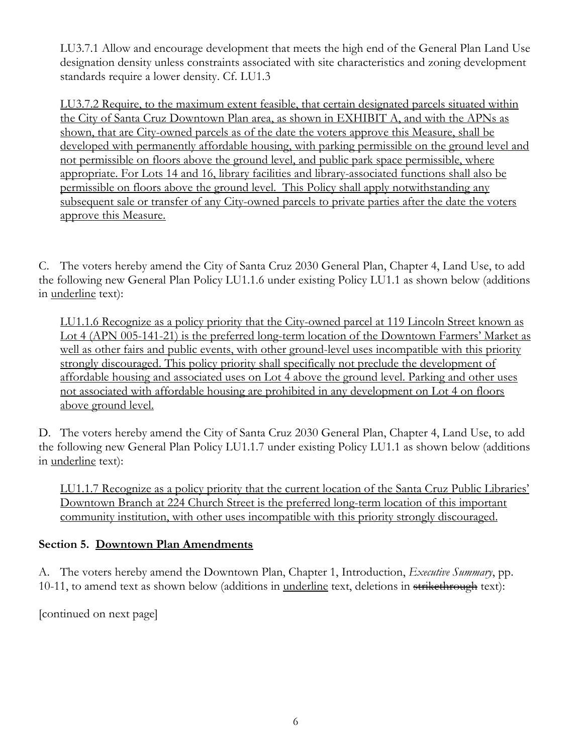LU3.7.1 Allow and encourage development that meets the high end of the General Plan Land Use designation density unless constraints associated with site characteristics and zoning development standards require a lower density. Cf. LU1.3

<u>LU3.7.2 Require, to the maximum extent feasible, that certain designated parcels situated within the City of Santa Cruz Downtown Plan area, as shown in EXHIBIT A, and with the APNs as shown, that are City-owned parcels as of the date the voters approve this Measure, shall be developed with permanently affordable housing, with parking permissible on the ground level and not permissible on floors above the ground level, and public park space permissible, where appropriate. For Lots 14 and 16, library facilities and library-associated functions shall also be permissible on floors above the ground level. This Policy shall apply notwithstanding any subsequent sale or transfer of any City-owned parcels to private parties after the date the voters approve this Measure.</u>

C. The voters hereby amend the City of Santa Cruz 2030 General Plan, Chapter 4, Land Use, to add the following new General Plan Policy LU1.1.6 under existing Policy LU1.1 as shown below (additions in <u>underline</u> text):

<u>LU1.1.6 Recognize as a policy priority that the City-owned parcel at 119 Lincoln Street known as Lot 4 (APN 005-141-21) is the preferred long-term location of the Downtown Farmers' Market as well as other fairs and public events, with other ground-level uses incompatible with this priority strongly discouraged. This policy priority shall specifically not preclude the development of affordable housing and associated uses on Lot 4 above the ground level. Parking and other uses not associated with affordable housing are prohibited in any development on Lot 4 on floors above ground level.</u>

D. The voters hereby amend the City of Santa Cruz 2030 General Plan, Chapter 4, Land Use, to add the following new General Plan Policy LU1.1.7 under existing Policy LU1.1 as shown below (additions in <u>underline</u> text):

<u>LU1.1.7 Recognize as a policy priority that the current location of the Santa Cruz Public Libraries' Downtown Branch at 224 Church Street is the preferred long-term location of this important community institution, with other uses incompatible with this priority strongly discouraged.</u>

**Section 5. <u>Downtown Plan Amendments</u>**

A. The voters hereby amend the Downtown Plan, Chapter 1, Introduction, *Executive Summary*, pp. 10-11, to amend text as shown below (additions in <u>underline</u> text, deletions in ~~strikethrough~~ text):

[continued on next page]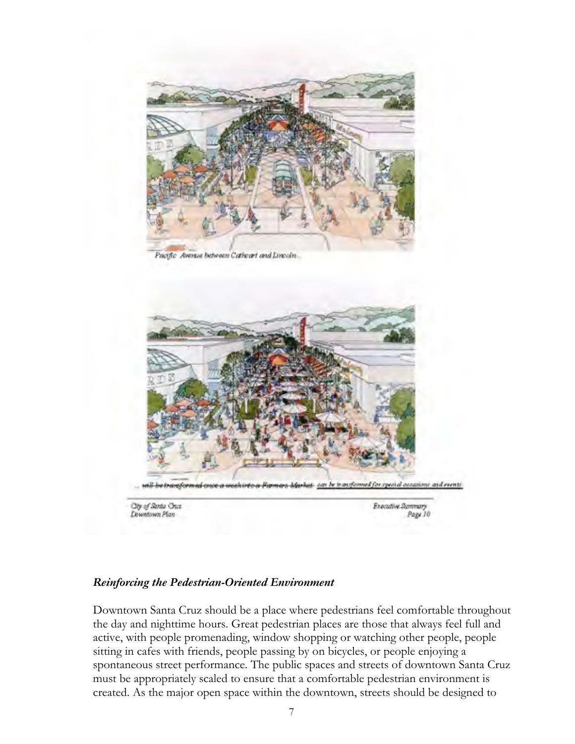Pacific Avenue between Cathcart and Lincoln...

~~...will be transformed once a week into a Farmers Market~~ can be transformed for special occasions and events.

City of Santa Cruz
Downtown Plan

Executive Summary
Page 10

### *Reinforcing the Pedestrian-Oriented Environment*

Downtown Santa Cruz should be a place where pedestrians feel comfortable throughout the day and nighttime hours. Great pedestrian places are those that always feel full and active, with people promenading, window shopping or watching other people, people sitting in cafes with friends, people passing by on bicycles, or people enjoying a spontaneous street performance. The public spaces and streets of downtown Santa Cruz must be appropriately scaled to ensure that a comfortable pedestrian environment is created. As the major open space within the downtown, streets should be designed to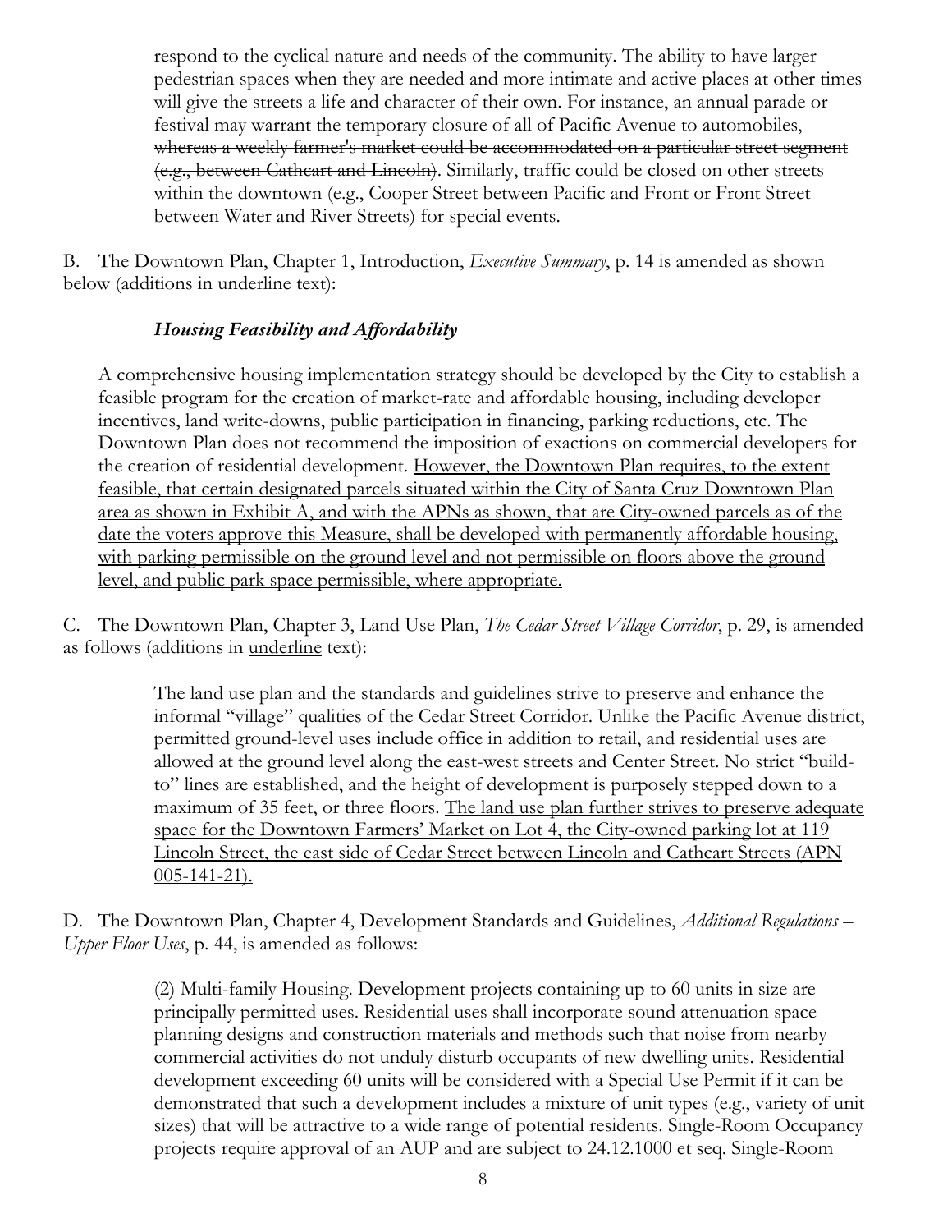respond to the cyclical nature and needs of the community. The ability to have larger pedestrian spaces when they are needed and more intimate and active places at other times will give the streets a life and character of their own. For instance, an annual parade or festival may warrant the temporary closure of all of Pacific Avenue to automobiles~~, whereas a weekly farmer's market could be accommodated on a particular street segment (e.g., between Cathcart and Lincoln)~~. Similarly, traffic could be closed on other streets within the downtown (e.g., Cooper Street between Pacific and Front or Front Street between Water and River Streets) for special events.

B. The Downtown Plan, Chapter 1, Introduction, *Executive Summary*, p. 14 is amended as shown below (additions in <u>underline</u> text):

***Housing Feasibility and Affordability***

A comprehensive housing implementation strategy should be developed by the City to establish a feasible program for the creation of market-rate and affordable housing, including developer incentives, land write-downs, public participation in financing, parking reductions, etc. The Downtown Plan does not recommend the imposition of exactions on commercial developers for the creation of residential development. <u>However, the Downtown Plan requires, to the extent feasible, that certain designated parcels situated within the City of Santa Cruz Downtown Plan area as shown in Exhibit A, and with the APNs as shown, that are City-owned parcels as of the date the voters approve this Measure, shall be developed with permanently affordable housing, with parking permissible on the ground level and not permissible on floors above the ground level, and public park space permissible, where appropriate.</u>

C. The Downtown Plan, Chapter 3, Land Use Plan, *The Cedar Street Village Corridor*, p. 29, is amended as follows (additions in <u>underline</u> text):

The land use plan and the standards and guidelines strive to preserve and enhance the informal "village" qualities of the Cedar Street Corridor. Unlike the Pacific Avenue district, permitted ground-level uses include office in addition to retail, and residential uses are allowed at the ground level along the east-west streets and Center Street. No strict "build-to" lines are established, and the height of development is purposely stepped down to a maximum of 35 feet, or three floors. <u>The land use plan further strives to preserve adequate space for the Downtown Farmers' Market on Lot 4, the City-owned parking lot at 119 Lincoln Street, the east side of Cedar Street between Lincoln and Cathcart Streets (APN 005-141-21).</u>

D. The Downtown Plan, Chapter 4, Development Standards and Guidelines, *Additional Regulations – Upper Floor Uses*, p. 44, is amended as follows:

(2) Multi-family Housing. Development projects containing up to 60 units in size are principally permitted uses. Residential uses shall incorporate sound attenuation space planning designs and construction materials and methods such that noise from nearby commercial activities do not unduly disturb occupants of new dwelling units. Residential development exceeding 60 units will be considered with a Special Use Permit if it can be demonstrated that such a development includes a mixture of unit types (e.g., variety of unit sizes) that will be attractive to a wide range of potential residents. Single-Room Occupancy projects require approval of an AUP and are subject to 24.12.1000 et seq. Single-Room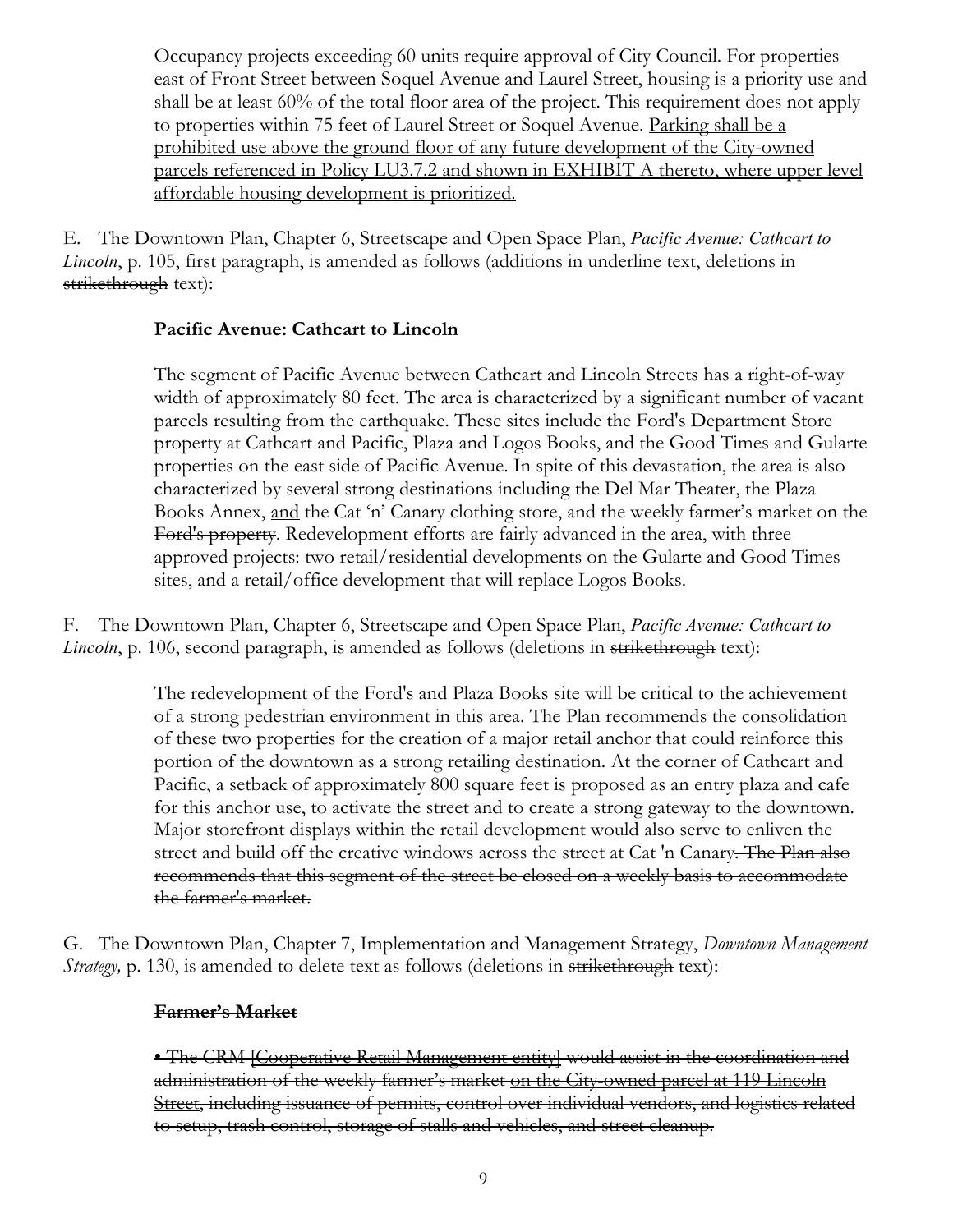Occupancy projects exceeding 60 units require approval of City Council. For properties east of Front Street between Soquel Avenue and Laurel Street, housing is a priority use and shall be at least 60% of the total floor area of the project. This requirement does not apply to properties within 75 feet of Laurel Street or Soquel Avenue. <u>Parking shall be a prohibited use above the ground floor of any future development of the City-owned parcels referenced in Policy LU3.7.2 and shown in EXHIBIT A thereto, where upper level affordable housing development is prioritized.</u>

E. The Downtown Plan, Chapter 6, Streetscape and Open Space Plan, *Pacific Avenue: Cathcart to Lincoln*, p. 105, first paragraph, is amended as follows (additions in <u>underline</u> text, deletions in ~~strikethrough~~ text):

**Pacific Avenue: Cathcart to Lincoln**

The segment of Pacific Avenue between Cathcart and Lincoln Streets has a right-of-way width of approximately 80 feet. The area is characterized by a significant number of vacant parcels resulting from the earthquake. These sites include the Ford's Department Store property at Cathcart and Pacific, Plaza and Logos Books, and the Good Times and Gularte properties on the east side of Pacific Avenue. In spite of this devastation, the area is also characterized by several strong destinations including the Del Mar Theater, the Plaza Books Annex, <u>and</u> the Cat 'n' Canary clothing store~~, and the weekly farmer's market on the Ford's property~~. Redevelopment efforts are fairly advanced in the area, with three approved projects: two retail/residential developments on the Gularte and Good Times sites, and a retail/office development that will replace Logos Books.

F. The Downtown Plan, Chapter 6, Streetscape and Open Space Plan, *Pacific Avenue: Cathcart to Lincoln*, p. 106, second paragraph, is amended as follows (deletions in ~~strikethrough~~ text):

The redevelopment of the Ford's and Plaza Books site will be critical to the achievement of a strong pedestrian environment in this area. The Plan recommends the consolidation of these two properties for the creation of a major retail anchor that could reinforce this portion of the downtown as a strong retailing destination. At the corner of Cathcart and Pacific, a setback of approximately 800 square feet is proposed as an entry plaza and cafe for this anchor use, to activate the street and to create a strong gateway to the downtown. Major storefront displays within the retail development would also serve to enliven the street and build off the creative windows across the street at Cat 'n Canary~~. The Plan also recommends that this segment of the street be closed on a weekly basis to accommodate the farmer's market.~~

G. The Downtown Plan, Chapter 7, Implementation and Management Strategy, *Downtown Management Strategy,* p. 130, is amended to delete text as follows (deletions in ~~strikethrough~~ text):

~~**Farmer's Market**~~

~~• The CRM [Cooperative Retail Management entity] would assist in the coordination and administration of the weekly farmer's market~~ ~~<u>on the City-owned parcel at 119 Lincoln Street</u>~~~~, including issuance of permits, control over individual vendors, and logistics related to setup, trash control, storage of stalls and vehicles, and street cleanup.~~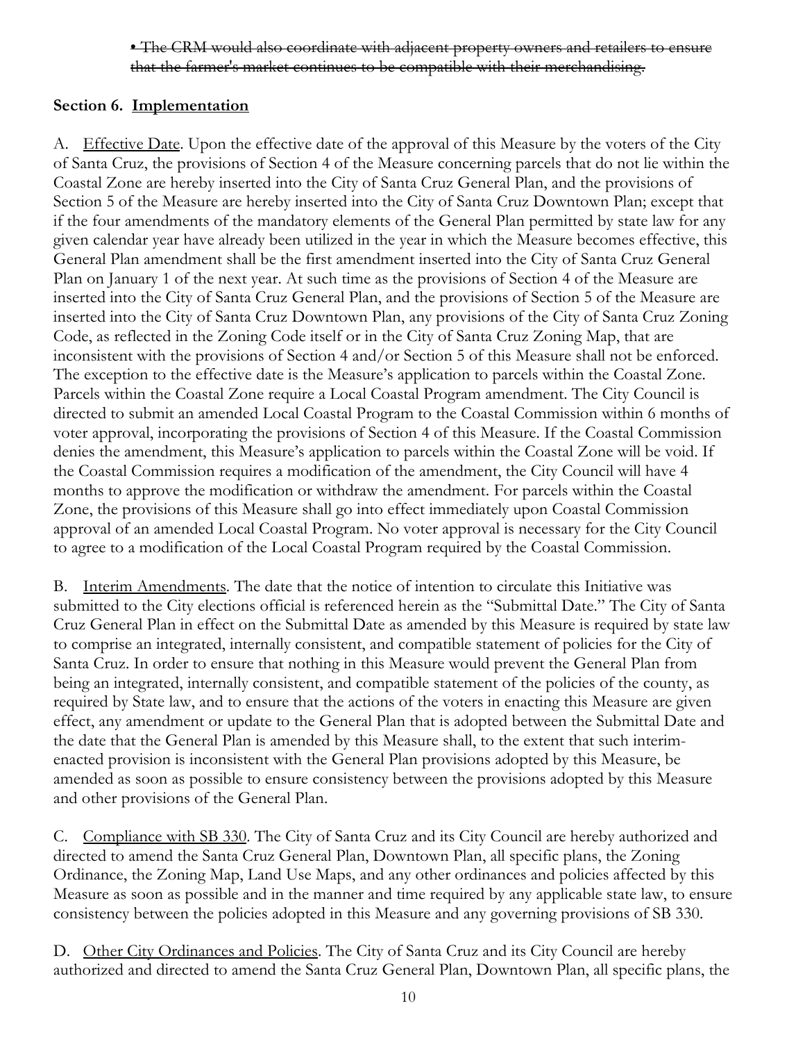~~• The CRM would also coordinate with adjacent property owners and retailers to ensure that the farmer's market continues to be compatible with their merchandising.~~

**Section 6. Implementation**

A. Effective Date. Upon the effective date of the approval of this Measure by the voters of the City of Santa Cruz, the provisions of Section 4 of the Measure concerning parcels that do not lie within the Coastal Zone are hereby inserted into the City of Santa Cruz General Plan, and the provisions of Section 5 of the Measure are hereby inserted into the City of Santa Cruz Downtown Plan; except that if the four amendments of the mandatory elements of the General Plan permitted by state law for any given calendar year have already been utilized in the year in which the Measure becomes effective, this General Plan amendment shall be the first amendment inserted into the City of Santa Cruz General Plan on January 1 of the next year. At such time as the provisions of Section 4 of the Measure are inserted into the City of Santa Cruz General Plan, and the provisions of Section 5 of the Measure are inserted into the City of Santa Cruz Downtown Plan, any provisions of the City of Santa Cruz Zoning Code, as reflected in the Zoning Code itself or in the City of Santa Cruz Zoning Map, that are inconsistent with the provisions of Section 4 and/or Section 5 of this Measure shall not be enforced. The exception to the effective date is the Measure's application to parcels within the Coastal Zone. Parcels within the Coastal Zone require a Local Coastal Program amendment. The City Council is directed to submit an amended Local Coastal Program to the Coastal Commission within 6 months of voter approval, incorporating the provisions of Section 4 of this Measure. If the Coastal Commission denies the amendment, this Measure's application to parcels within the Coastal Zone will be void. If the Coastal Commission requires a modification of the amendment, the City Council will have 4 months to approve the modification or withdraw the amendment. For parcels within the Coastal Zone, the provisions of this Measure shall go into effect immediately upon Coastal Commission approval of an amended Local Coastal Program. No voter approval is necessary for the City Council to agree to a modification of the Local Coastal Program required by the Coastal Commission.

B. Interim Amendments. The date that the notice of intention to circulate this Initiative was submitted to the City elections official is referenced herein as the "Submittal Date." The City of Santa Cruz General Plan in effect on the Submittal Date as amended by this Measure is required by state law to comprise an integrated, internally consistent, and compatible statement of policies for the City of Santa Cruz. In order to ensure that nothing in this Measure would prevent the General Plan from being an integrated, internally consistent, and compatible statement of the policies of the county, as required by State law, and to ensure that the actions of the voters in enacting this Measure are given effect, any amendment or update to the General Plan that is adopted between the Submittal Date and the date that the General Plan is amended by this Measure shall, to the extent that such interim-enacted provision is inconsistent with the General Plan provisions adopted by this Measure, be amended as soon as possible to ensure consistency between the provisions adopted by this Measure and other provisions of the General Plan.

C. Compliance with SB 330. The City of Santa Cruz and its City Council are hereby authorized and directed to amend the Santa Cruz General Plan, Downtown Plan, all specific plans, the Zoning Ordinance, the Zoning Map, Land Use Maps, and any other ordinances and policies affected by this Measure as soon as possible and in the manner and time required by any applicable state law, to ensure consistency between the policies adopted in this Measure and any governing provisions of SB 330.

D. Other City Ordinances and Policies. The City of Santa Cruz and its City Council are hereby authorized and directed to amend the Santa Cruz General Plan, Downtown Plan, all specific plans, the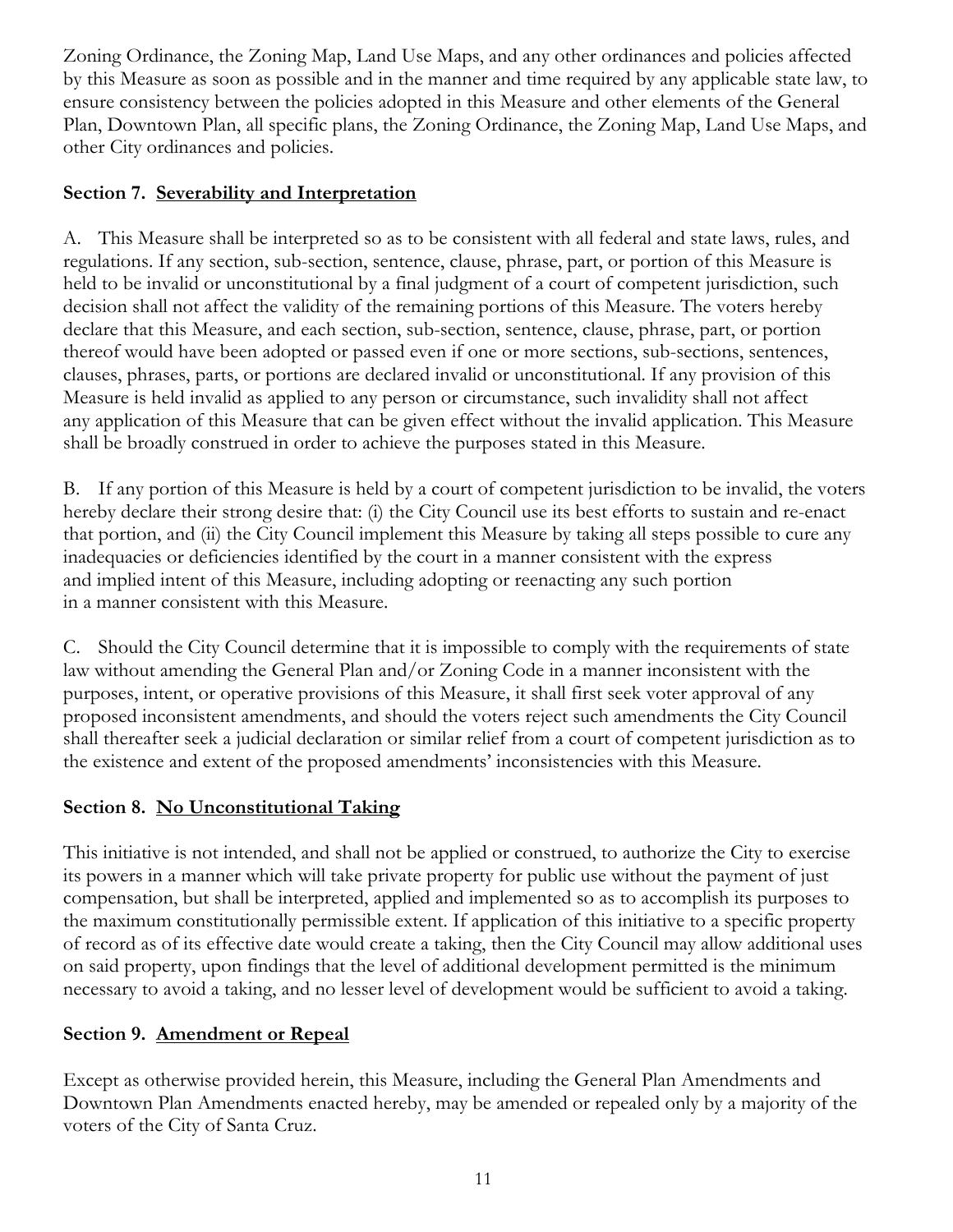Zoning Ordinance, the Zoning Map, Land Use Maps, and any other ordinances and policies affected by this Measure as soon as possible and in the manner and time required by any applicable state law, to ensure consistency between the policies adopted in this Measure and other elements of the General Plan, Downtown Plan, all specific plans, the Zoning Ordinance, the Zoning Map, Land Use Maps, and other City ordinances and policies.

### Section 7. Severability and Interpretation

A. This Measure shall be interpreted so as to be consistent with all federal and state laws, rules, and regulations. If any section, sub-section, sentence, clause, phrase, part, or portion of this Measure is held to be invalid or unconstitutional by a final judgment of a court of competent jurisdiction, such decision shall not affect the validity of the remaining portions of this Measure. The voters hereby declare that this Measure, and each section, sub-section, sentence, clause, phrase, part, or portion thereof would have been adopted or passed even if one or more sections, sub-sections, sentences, clauses, phrases, parts, or portions are declared invalid or unconstitutional. If any provision of this Measure is held invalid as applied to any person or circumstance, such invalidity shall not affect any application of this Measure that can be given effect without the invalid application. This Measure shall be broadly construed in order to achieve the purposes stated in this Measure.

B. If any portion of this Measure is held by a court of competent jurisdiction to be invalid, the voters hereby declare their strong desire that: (i) the City Council use its best efforts to sustain and re-enact that portion, and (ii) the City Council implement this Measure by taking all steps possible to cure any inadequacies or deficiencies identified by the court in a manner consistent with the express and implied intent of this Measure, including adopting or reenacting any such portion in a manner consistent with this Measure.

C. Should the City Council determine that it is impossible to comply with the requirements of state law without amending the General Plan and/or Zoning Code in a manner inconsistent with the purposes, intent, or operative provisions of this Measure, it shall first seek voter approval of any proposed inconsistent amendments, and should the voters reject such amendments the City Council shall thereafter seek a judicial declaration or similar relief from a court of competent jurisdiction as to the existence and extent of the proposed amendments' inconsistencies with this Measure.

### Section 8. No Unconstitutional Taking

This initiative is not intended, and shall not be applied or construed, to authorize the City to exercise its powers in a manner which will take private property for public use without the payment of just compensation, but shall be interpreted, applied and implemented so as to accomplish its purposes to the maximum constitutionally permissible extent. If application of this initiative to a specific property of record as of its effective date would create a taking, then the City Council may allow additional uses on said property, upon findings that the level of additional development permitted is the minimum necessary to avoid a taking, and no lesser level of development would be sufficient to avoid a taking.

### Section 9. Amendment or Repeal

Except as otherwise provided herein, this Measure, including the General Plan Amendments and Downtown Plan Amendments enacted hereby, may be amended or repealed only by a majority of the voters of the City of Santa Cruz.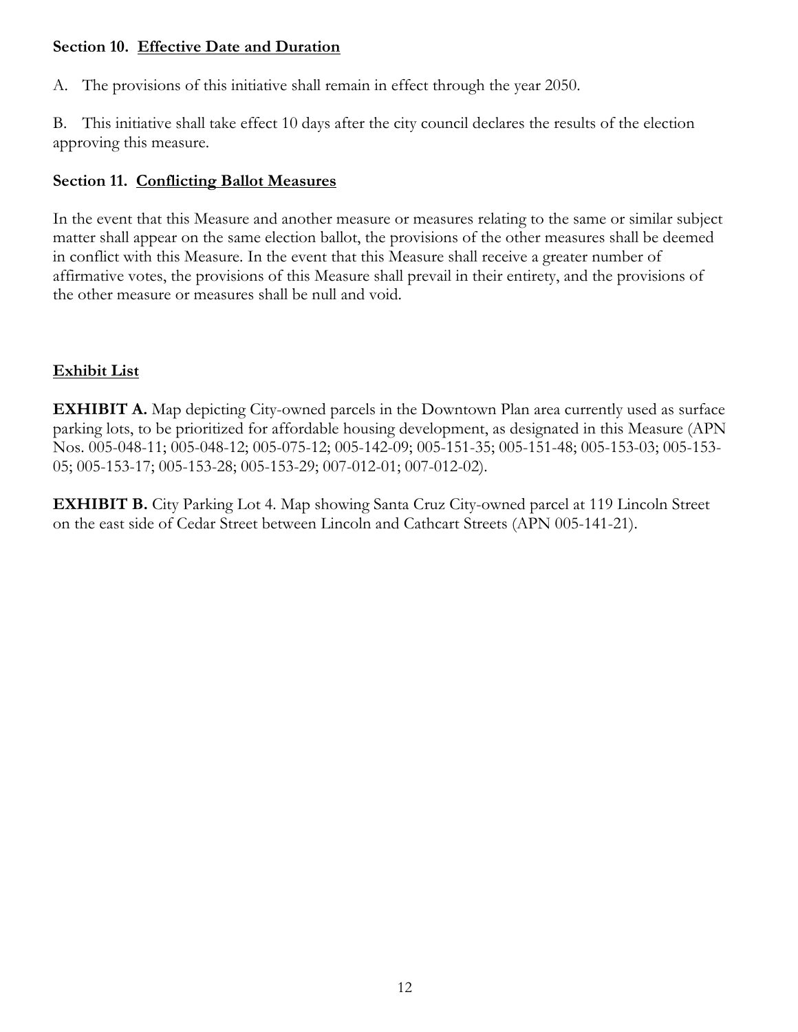### Section 10. Effective Date and Duration

A. The provisions of this initiative shall remain in effect through the year 2050.

B. This initiative shall take effect 10 days after the city council declares the results of the election approving this measure.

### Section 11. Conflicting Ballot Measures

In the event that this Measure and another measure or measures relating to the same or similar subject matter shall appear on the same election ballot, the provisions of the other measures shall be deemed in conflict with this Measure. In the event that this Measure shall receive a greater number of affirmative votes, the provisions of this Measure shall prevail in their entirety, and the provisions of the other measure or measures shall be null and void.

### Exhibit List

**EXHIBIT A.** Map depicting City-owned parcels in the Downtown Plan area currently used as surface parking lots, to be prioritized for affordable housing development, as designated in this Measure (APN Nos. 005-048-11; 005-048-12; 005-075-12; 005-142-09; 005-151-35; 005-151-48; 005-153-03; 005-153-05; 005-153-17; 005-153-28; 005-153-29; 007-012-01; 007-012-02).

**EXHIBIT B.** City Parking Lot 4. Map showing Santa Cruz City-owned parcel at 119 Lincoln Street on the east side of Cedar Street between Lincoln and Cathcart Streets (APN 005-141-21).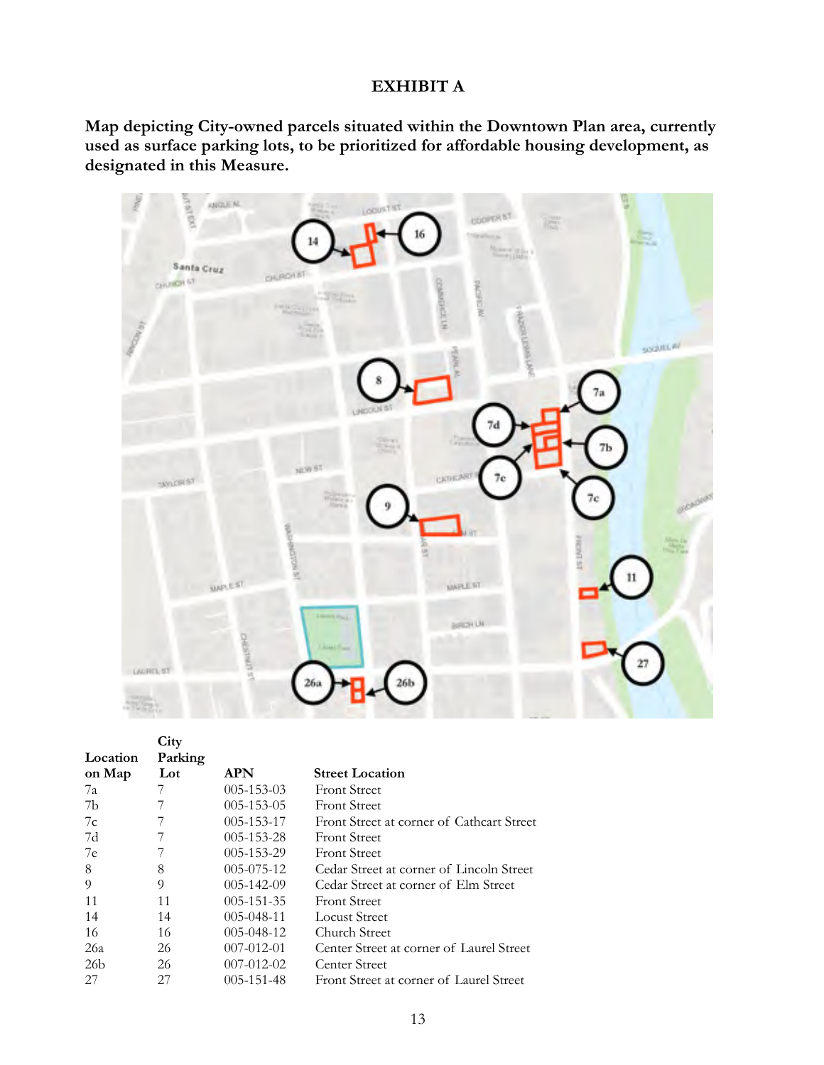# EXHIBIT A

**Map depicting City-owned parcels situated within the Downtown Plan area, currently used as surface parking lots, to be prioritized for affordable housing development, as designated in this Measure.**

| Location on Map | City Parking Lot | APN | Street Location |
|---|---|---|---|
| 7a | 7 | 005-153-03 | Front Street |
| 7b | 7 | 005-153-05 | Front Street |
| 7c | 7 | 005-153-17 | Front Street at corner of Cathcart Street |
| 7d | 7 | 005-153-28 | Front Street |
| 7e | 7 | 005-153-29 | Front Street |
| 8 | 8 | 005-075-12 | Cedar Street at corner of Lincoln Street |
| 9 | 9 | 005-142-09 | Cedar Street at corner of Elm Street |
| 11 | 11 | 005-151-35 | Front Street |
| 14 | 14 | 005-048-11 | Locust Street |
| 16 | 16 | 005-048-12 | Church Street |
| 26a | 26 | 007-012-01 | Center Street at corner of Laurel Street |
| 26b | 26 | 007-012-02 | Center Street |
| 27 | 27 | 005-151-48 | Front Street at corner of Laurel Street |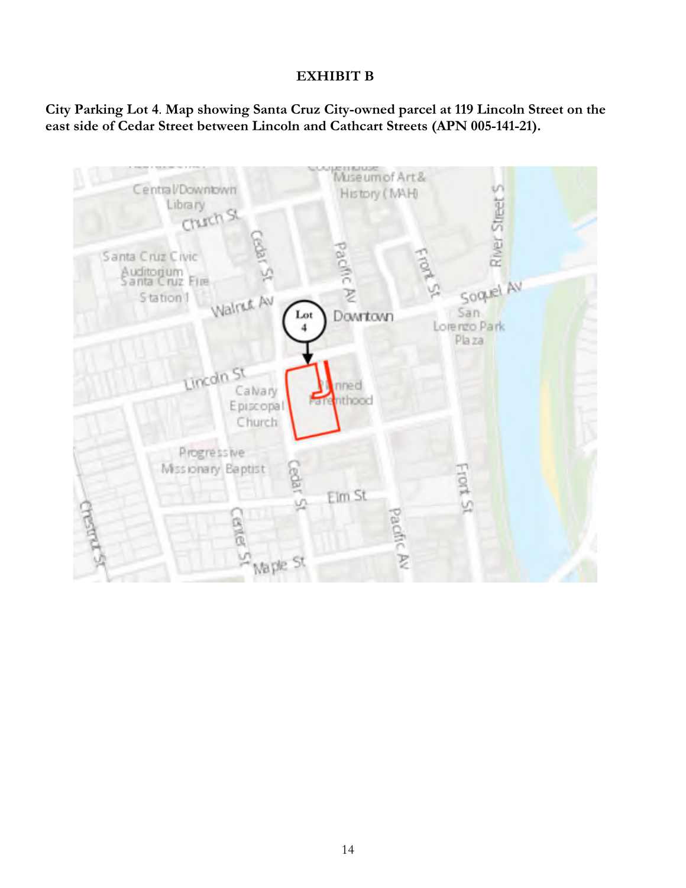**EXHIBIT B**

**City Parking Lot 4. Map showing Santa Cruz City-owned parcel at 119 Lincoln Street on the east side of Cedar Street between Lincoln and Cathcart Streets (APN 005-141-21).**

Central/Downtown Library
Museum of Art & History (MAH)
Church St
Cedar St
Pacific AV
Front St
River Street S
Santa Cruz Civic Auditorium
Santa Cruz Fire Station 1
Walnut AV
Lot 4
Downtown
Soquel AV
San Lorenzo Park Plaza
Lincoln St
Calvary Episcopal Church
Planned Parenthood
Progressive Missionary Baptist
Cedar St
Elm St
Front St
Chestnut St
Center St
Maple St
Pacific AV